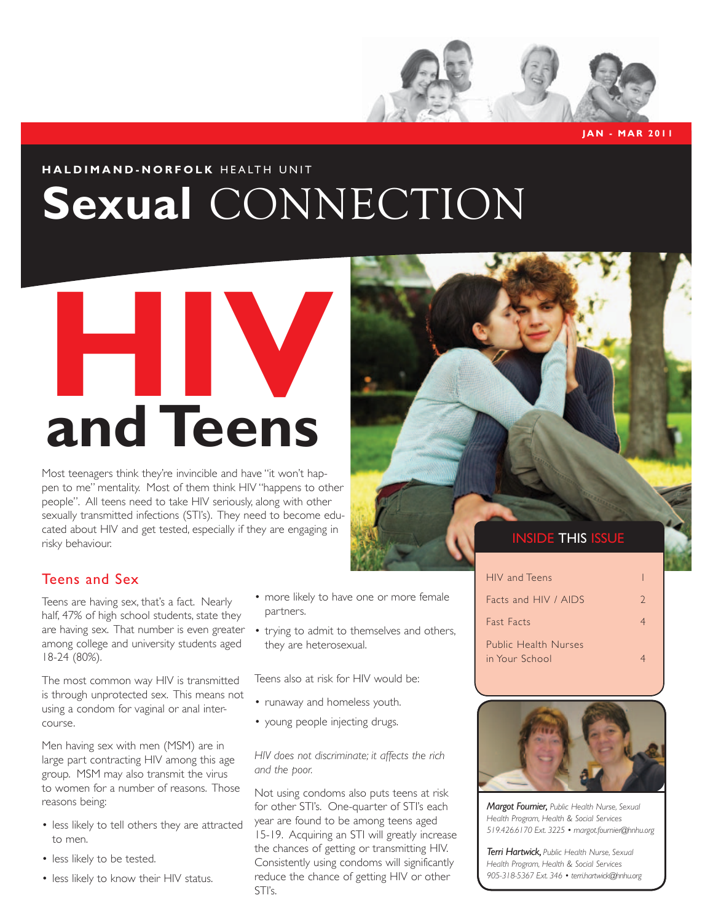JAN - MAR 2011

**HALDIMAND-NORFOLK** HEALTH UNIT

# **Sexual** CONNECTION

# HIV and Teens

Most teenagers think they're invincible and have "it won't happen to me" mentality. Most of them think HIV "happens to other people". All teens need to take HIV seriously, along with other sexually transmitted infections (STI's). They need to become educated about HIV and get tested, especially if they are engaging in risky behaviour.

## Teens and Sex

Teens are having sex, that's a fact. Nearly half, 47% of high school students, state they are having sex. That number is even greater among college and university students aged 18-24 (80%).

The most common way HIV is transmitted is through unprotected sex. This means not using a condom for vaginal or anal intercourse.

Men having sex with men (MSM) are in large part contracting HIV among this age group. MSM may also transmit the virus to women for a number of reasons. Those reasons being:

- less likely to tell others they are attracted to men.
- less likely to be tested.
- less likely to know their HIV status.
- more likely to have one or more female partners.
- trying to admit to themselves and others, they are heterosexual.

Teens also at risk for HIV would be:

- runaway and homeless youth.
- young people injecting drugs.

*HIV does not discriminate; it affects the rich and the poor.*

Not using condoms also puts teens at risk for other STI's. One-quarter of STI's each year are found to be among teens aged 15-19. Acquiring an STI will greatly increase the chances of getting or transmitting HIV. Consistently using condoms will significantly reduce the chance of getting HIV or other STI's.

## INSIDE THIS ISSUE

| | |
|---|---|
| HIV and Teens | 1 |
| Facts and HIV / AIDS | 2 |
| Fast Facts | 4 |
| Public Health Nurses in Your School | 4 |

***Margot Fournier,*** *Public Health Nurse, Sexual Health Program, Health & Social Services 519.426.6170 Ext. 3225 • margot.fournier@hnhu.org*

***Terri Hartwick,*** *Public Health Nurse, Sexual Health Program, Health & Social Services 905-318-5367 Ext. 346 • terri.hartwick@hnhu.org*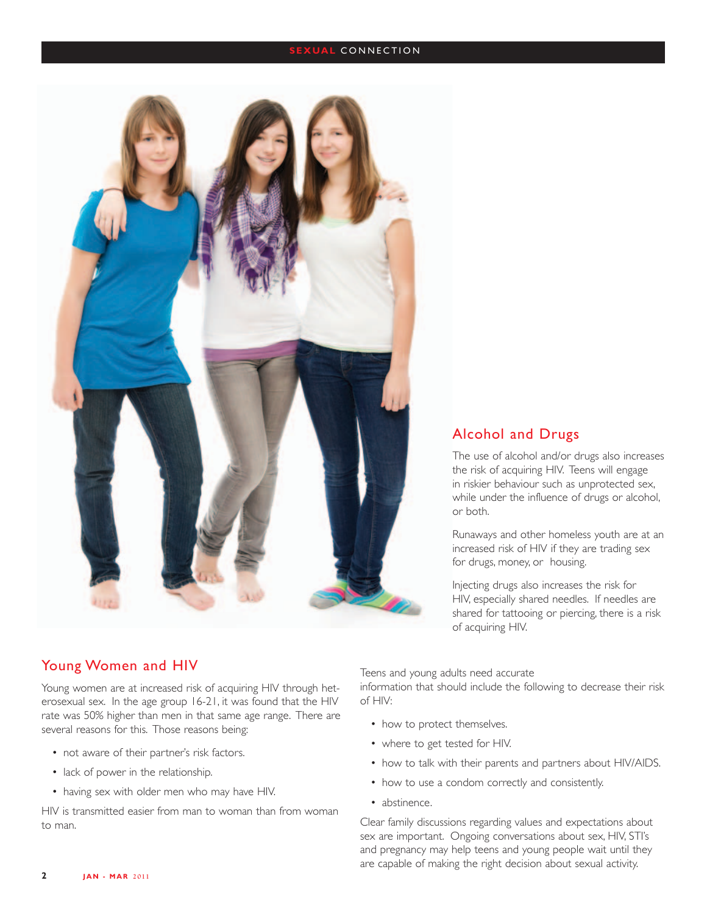## Alcohol and Drugs

The use of alcohol and/or drugs also increases the risk of acquiring HIV. Teens will engage in riskier behaviour such as unprotected sex, while under the influence of drugs or alcohol, or both.

Runaways and other homeless youth are at an increased risk of HIV if they are trading sex for drugs, money, or housing.

Injecting drugs also increases the risk for HIV, especially shared needles. If needles are shared for tattooing or piercing, there is a risk of acquiring HIV.

## Young Women and HIV

Young women are at increased risk of acquiring HIV through heterosexual sex. In the age group 16-21, it was found that the HIV rate was 50% higher than men in that same age range. There are several reasons for this. Those reasons being:

- not aware of their partner's risk factors.
- lack of power in the relationship.
- having sex with older men who may have HIV.

HIV is transmitted easier from man to woman than from woman to man.

Teens and young adults need accurate information that should include the following to decrease their risk of HIV:

- how to protect themselves.
- where to get tested for HIV.
- how to talk with their parents and partners about HIV/AIDS.
- how to use a condom correctly and consistently.
- abstinence.

Clear family discussions regarding values and expectations about sex are important. Ongoing conversations about sex, HIV, STI's and pregnancy may help teens and young people wait until they are capable of making the right decision about sexual activity.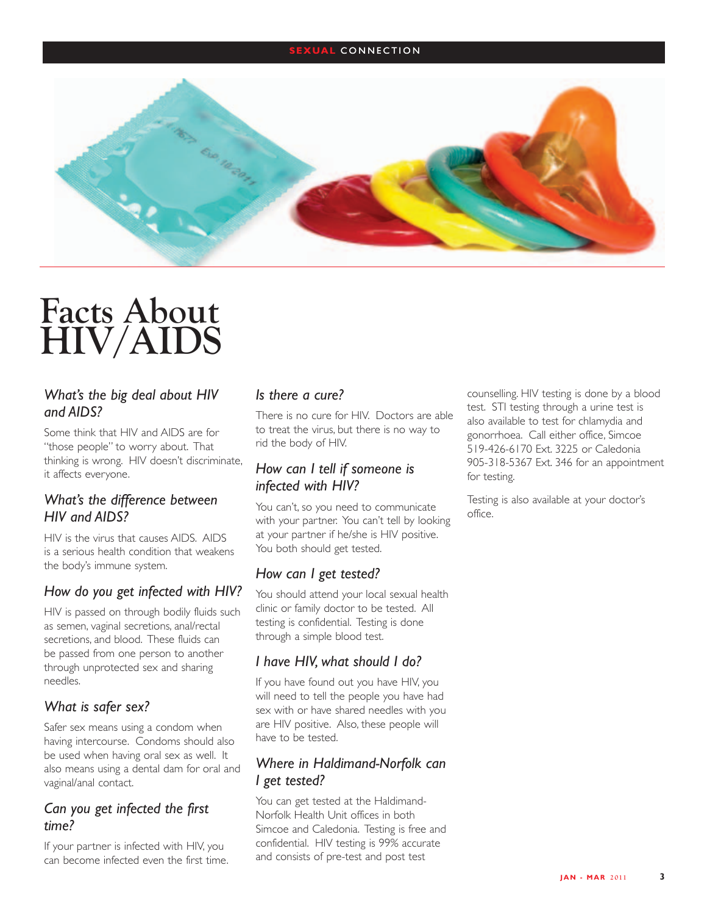# Facts About HIV/AIDS

### *What's the big deal about HIV and AIDS?*

Some think that HIV and AIDS are for "those people" to worry about. That thinking is wrong. HIV doesn't discriminate, it affects everyone.

### *What's the difference between HIV and AIDS?*

HIV is the virus that causes AIDS. AIDS is a serious health condition that weakens the body's immune system.

### *How do you get infected with HIV?*

HIV is passed on through bodily fluids such as semen, vaginal secretions, anal/rectal secretions, and blood. These fluids can be passed from one person to another through unprotected sex and sharing needles.

### *What is safer sex?*

Safer sex means using a condom when having intercourse. Condoms should also be used when having oral sex as well. It also means using a dental dam for oral and vaginal/anal contact.

### *Can you get infected the first time?*

If your partner is infected with HIV, you can become infected even the first time.

### *Is there a cure?*

There is no cure for HIV. Doctors are able to treat the virus, but there is no way to rid the body of HIV.

### *How can I tell if someone is infected with HIV?*

You can't, so you need to communicate with your partner. You can't tell by looking at your partner if he/she is HIV positive. You both should get tested.

### *How can I get tested?*

You should attend your local sexual health clinic or family doctor to be tested. All testing is confidential. Testing is done through a simple blood test.

### *I have HIV, what should I do?*

If you have found out you have HIV, you will need to tell the people you have had sex with or have shared needles with you are HIV positive. Also, these people will have to be tested.

### *Where in Haldimand-Norfolk can I get tested?*

You can get tested at the Haldimand-Norfolk Health Unit offices in both Simcoe and Caledonia. Testing is free and confidential. HIV testing is 99% accurate and consists of pre-test and post test counselling. HIV testing is done by a blood test. STI testing through a urine test is also available to test for chlamydia and gonorrhoea. Call either office, Simcoe 519-426-6170 Ext. 3225 or Caledonia 905-318-5367 Ext. 346 for an appointment for testing.

Testing is also available at your doctor's office.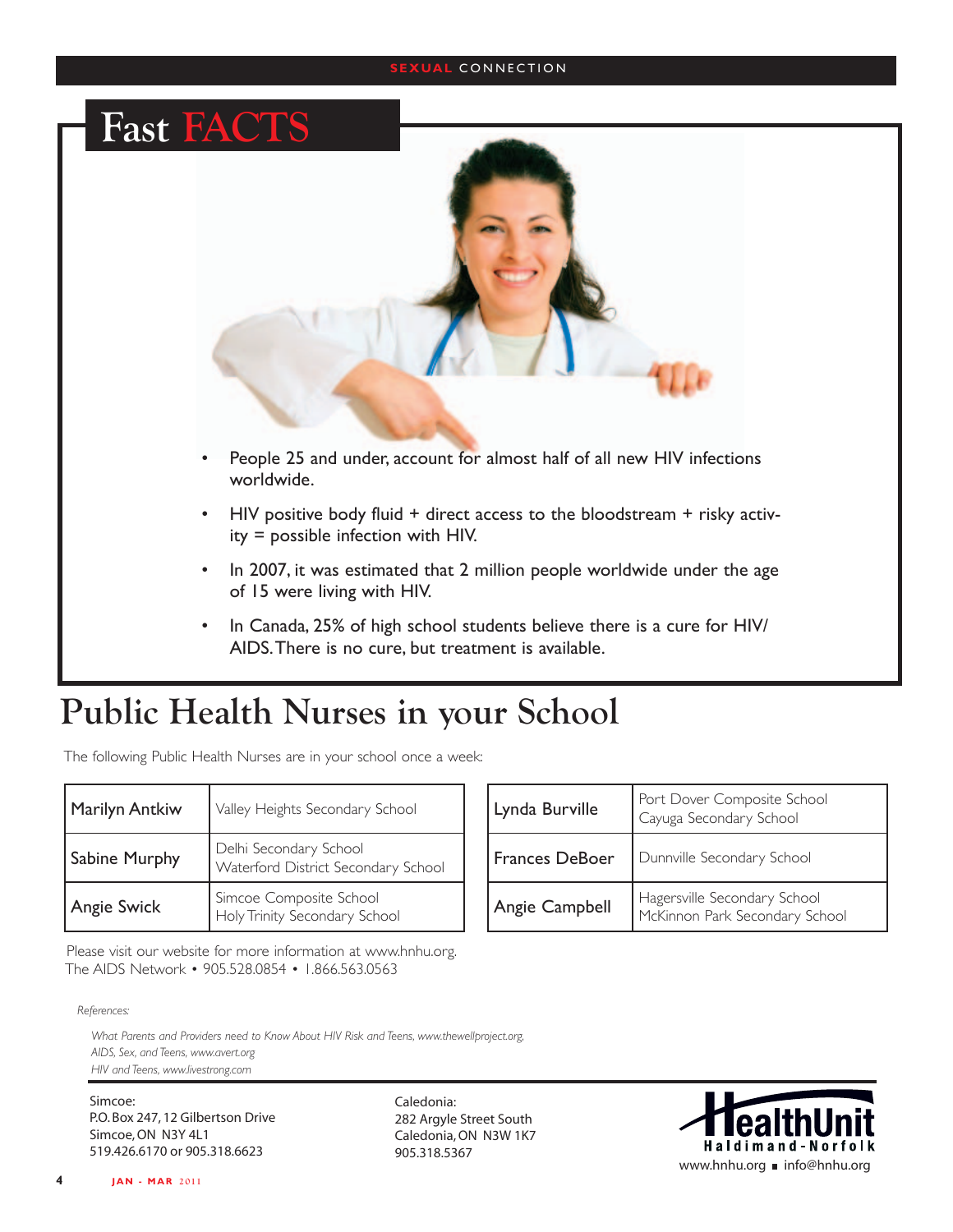# Fast FACTS

- People 25 and under, account for almost half of all new HIV infections worldwide.
- HIV positive body fluid + direct access to the bloodstream + risky activity = possible infection with HIV.
- In 2007, it was estimated that 2 million people worldwide under the age of 15 were living with HIV.
- In Canada, 25% of high school students believe there is a cure for HIV/AIDS. There is no cure, but treatment is available.

# Public Health Nurses in your School

The following Public Health Nurses are in your school once a week:

| | |
|---|---|
| Marilyn Antkiw | Valley Heights Secondary School |
| Sabine Murphy | Delhi Secondary School<br>Waterford District Secondary School |
| Angie Swick | Simcoe Composite School<br>Holy Trinity Secondary School |
| Lynda Burville | Port Dover Composite School<br>Cayuga Secondary School |
| Frances DeBoer | Dunnville Secondary School |
| Angie Campbell | Hagersville Secondary School<br>McKinnon Park Secondary School |

Please visit our website for more information at www.hnhu.org.
The AIDS Network • 905.528.0854 • 1.866.563.0563

*References:*

*What Parents and Providers need to Know About HIV Risk and Teens, www.thewellproject.org,*
*AIDS, Sex, and Teens, www.avert.org*
*HIV and Teens, www.livestrong.com*

Simcoe:
P.O. Box 247, 12 Gilbertson Drive
Simcoe, ON N3Y 4L1
519.426.6170 or 905.318.6623

Caledonia:
282 Argyle Street South
Caledonia, ON N3W 1K7
905.318.5367

HealthUnit Haldimand-Norfolk
www.hnhu.org ■ info@hnhu.org